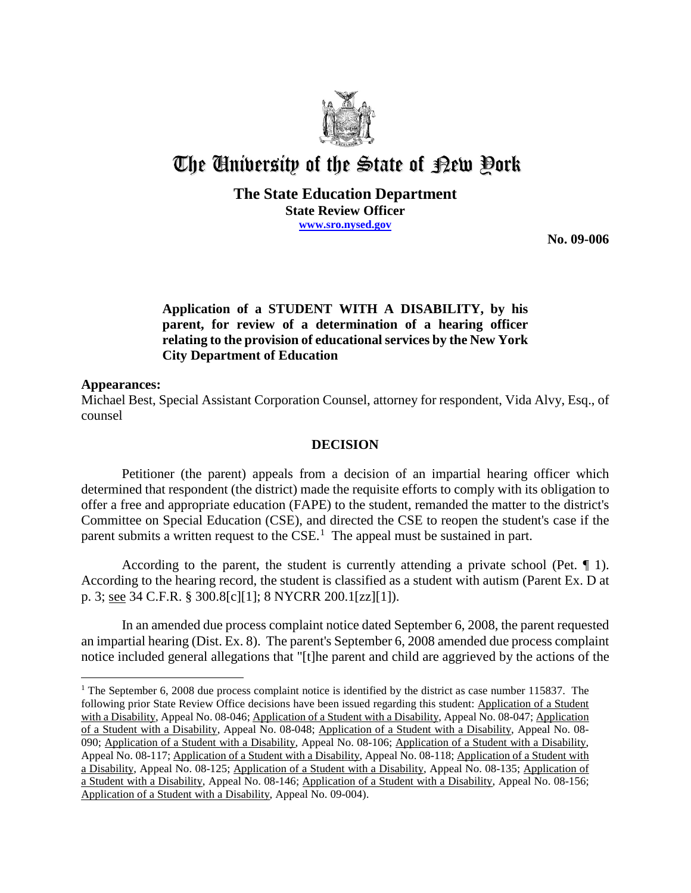# The University of the State of New York

**The State Education Department**
**State Review Officer**
**www.sro.nysed.gov**

**No. 09-006**

**Application of a STUDENT WITH A DISABILITY, by his parent, for review of a determination of a hearing officer relating to the provision of educational services by the New York City Department of Education**

**Appearances:**
Michael Best, Special Assistant Corporation Counsel, attorney for respondent, Vida Alvy, Esq., of counsel

## DECISION

Petitioner (the parent) appeals from a decision of an impartial hearing officer which determined that respondent (the district) made the requisite efforts to comply with its obligation to offer a free and appropriate education (FAPE) to the student, remanded the matter to the district's Committee on Special Education (CSE), and directed the CSE to reopen the student's case if the parent submits a written request to the CSE.[1] The appeal must be sustained in part.

According to the parent, the student is currently attending a private school (Pet. ¶ 1). According to the hearing record, the student is classified as a student with autism (Parent Ex. D at p. 3; see 34 C.F.R. § 300.8[c][1]; 8 NYCRR 200.1[zz][1]).

In an amended due process complaint notice dated September 6, 2008, the parent requested an impartial hearing (Dist. Ex. 8). The parent's September 6, 2008 amended due process complaint notice included general allegations that "[t]he parent and child are aggrieved by the actions of the

---

[1] The September 6, 2008 due process complaint notice is identified by the district as case number 115837. The following prior State Review Office decisions have been issued regarding this student: Application of a Student with a Disability, Appeal No. 08-046; Application of a Student with a Disability, Appeal No. 08-047; Application of a Student with a Disability, Appeal No. 08-048; Application of a Student with a Disability, Appeal No. 08-090; Application of a Student with a Disability, Appeal No. 08-106; Application of a Student with a Disability, Appeal No. 08-117; Application of a Student with a Disability, Appeal No. 08-118; Application of a Student with a Disability, Appeal No. 08-125; Application of a Student with a Disability, Appeal No. 08-135; Application of a Student with a Disability, Appeal No. 08-146; Application of a Student with a Disability, Appeal No. 08-156; Application of a Student with a Disability, Appeal No. 09-004).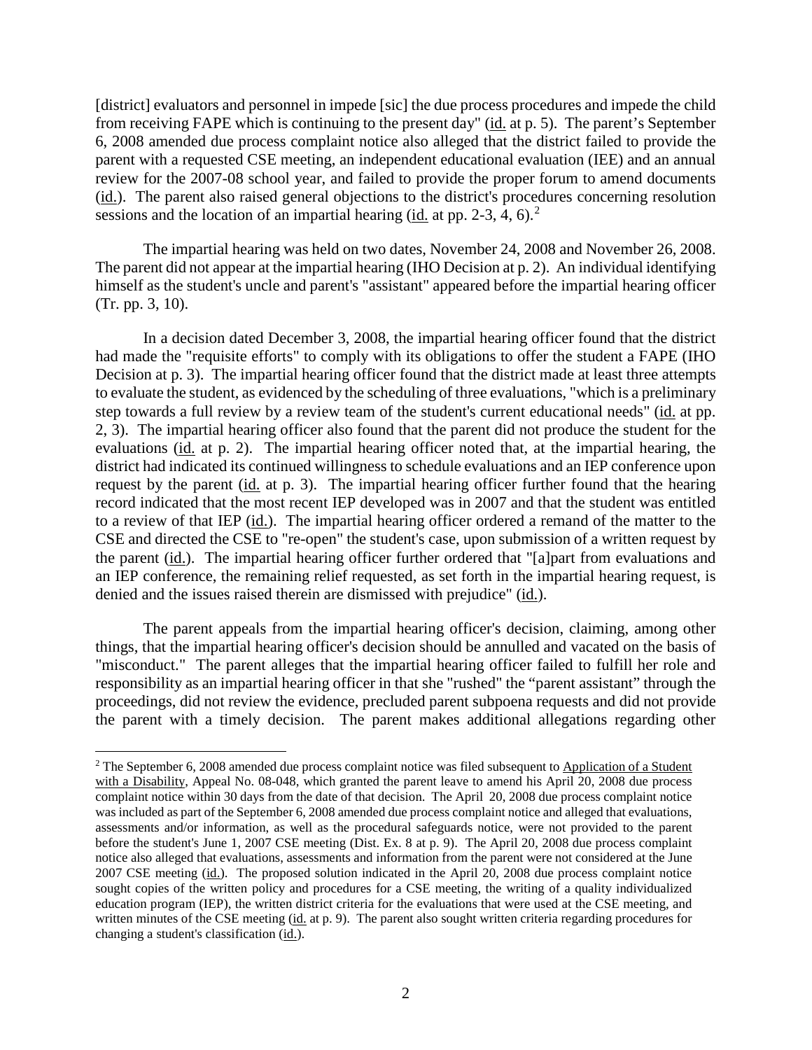[district] evaluators and personnel in impede [sic] the due process procedures and impede the child from receiving FAPE which is continuing to the present day" (id. at p. 5). The parent's September 6, 2008 amended due process complaint notice also alleged that the district failed to provide the parent with a requested CSE meeting, an independent educational evaluation (IEE) and an annual review for the 2007-08 school year, and failed to provide the proper forum to amend documents (id.). The parent also raised general objections to the district's procedures concerning resolution sessions and the location of an impartial hearing (id. at pp. 2-3, 4, 6).[2]

The impartial hearing was held on two dates, November 24, 2008 and November 26, 2008. The parent did not appear at the impartial hearing (IHO Decision at p. 2). An individual identifying himself as the student's uncle and parent's "assistant" appeared before the impartial hearing officer (Tr. pp. 3, 10).

In a decision dated December 3, 2008, the impartial hearing officer found that the district had made the "requisite efforts" to comply with its obligations to offer the student a FAPE (IHO Decision at p. 3). The impartial hearing officer found that the district made at least three attempts to evaluate the student, as evidenced by the scheduling of three evaluations, "which is a preliminary step towards a full review by a review team of the student's current educational needs" (id. at pp. 2, 3). The impartial hearing officer also found that the parent did not produce the student for the evaluations (id. at p. 2). The impartial hearing officer noted that, at the impartial hearing, the district had indicated its continued willingness to schedule evaluations and an IEP conference upon request by the parent (id. at p. 3). The impartial hearing officer further found that the hearing record indicated that the most recent IEP developed was in 2007 and that the student was entitled to a review of that IEP (id.). The impartial hearing officer ordered a remand of the matter to the CSE and directed the CSE to "re-open" the student's case, upon submission of a written request by the parent (id.). The impartial hearing officer further ordered that "[a]part from evaluations and an IEP conference, the remaining relief requested, as set forth in the impartial hearing request, is denied and the issues raised therein are dismissed with prejudice" (id.).

The parent appeals from the impartial hearing officer's decision, claiming, among other things, that the impartial hearing officer's decision should be annulled and vacated on the basis of "misconduct." The parent alleges that the impartial hearing officer failed to fulfill her role and responsibility as an impartial hearing officer in that she "rushed" the "parent assistant" through the proceedings, did not review the evidence, precluded parent subpoena requests and did not provide the parent with a timely decision. The parent makes additional allegations regarding other

---

[2] The September 6, 2008 amended due process complaint notice was filed subsequent to Application of a Student with a Disability, Appeal No. 08-048, which granted the parent leave to amend his April 20, 2008 due process complaint notice within 30 days from the date of that decision. The April 20, 2008 due process complaint notice was included as part of the September 6, 2008 amended due process complaint notice and alleged that evaluations, assessments and/or information, as well as the procedural safeguards notice, were not provided to the parent before the student's June 1, 2007 CSE meeting (Dist. Ex. 8 at p. 9). The April 20, 2008 due process complaint notice also alleged that evaluations, assessments and information from the parent were not considered at the June 2007 CSE meeting (id.). The proposed solution indicated in the April 20, 2008 due process complaint notice sought copies of the written policy and procedures for a CSE meeting, the writing of a quality individualized education program (IEP), the written district criteria for the evaluations that were used at the CSE meeting, and written minutes of the CSE meeting (id. at p. 9). The parent also sought written criteria regarding procedures for changing a student's classification (id.).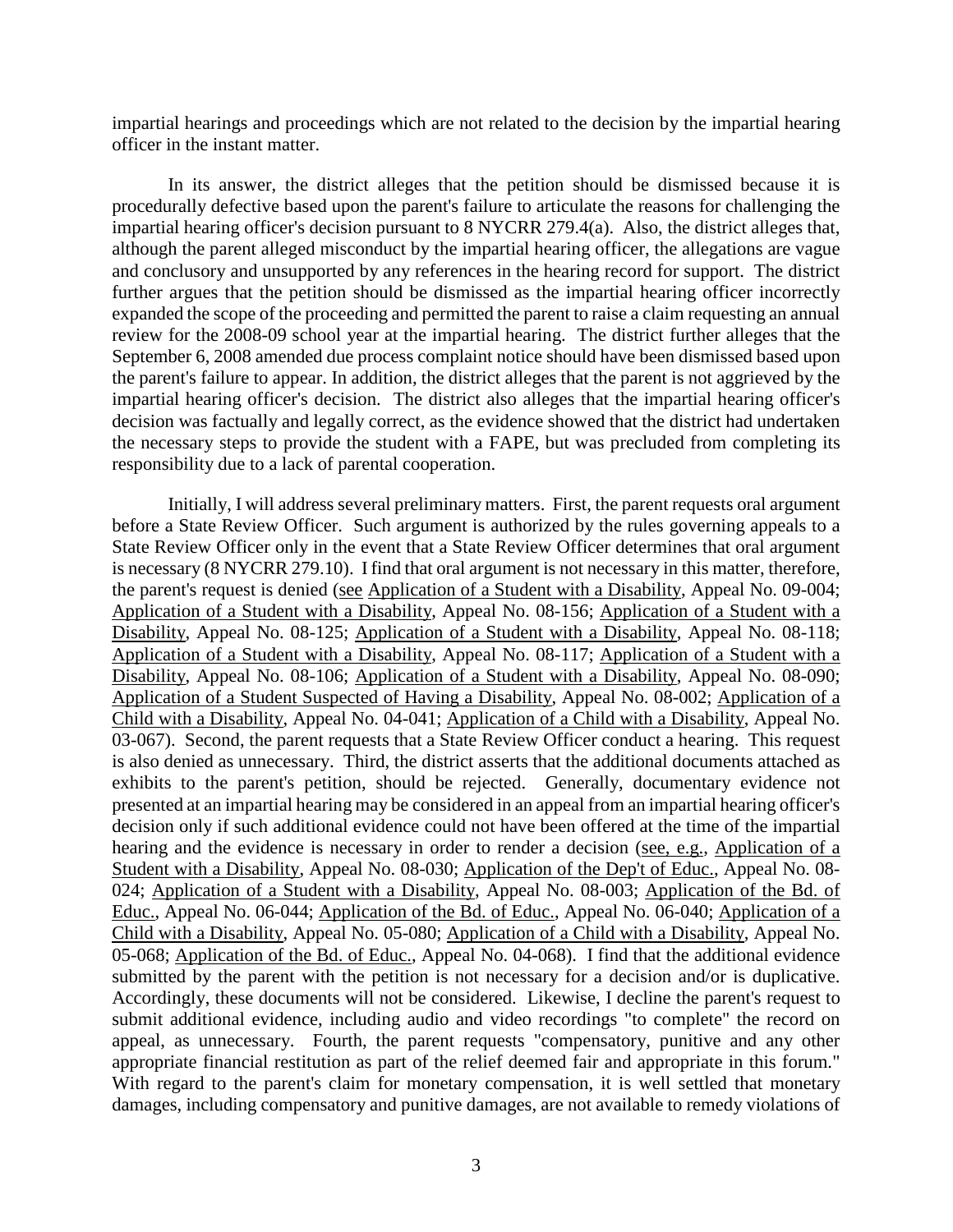impartial hearings and proceedings which are not related to the decision by the impartial hearing officer in the instant matter.

In its answer, the district alleges that the petition should be dismissed because it is procedurally defective based upon the parent's failure to articulate the reasons for challenging the impartial hearing officer's decision pursuant to 8 NYCRR 279.4(a). Also, the district alleges that, although the parent alleged misconduct by the impartial hearing officer, the allegations are vague and conclusory and unsupported by any references in the hearing record for support. The district further argues that the petition should be dismissed as the impartial hearing officer incorrectly expanded the scope of the proceeding and permitted the parent to raise a claim requesting an annual review for the 2008-09 school year at the impartial hearing. The district further alleges that the September 6, 2008 amended due process complaint notice should have been dismissed based upon the parent's failure to appear. In addition, the district alleges that the parent is not aggrieved by the impartial hearing officer's decision. The district also alleges that the impartial hearing officer's decision was factually and legally correct, as the evidence showed that the district had undertaken the necessary steps to provide the student with a FAPE, but was precluded from completing its responsibility due to a lack of parental cooperation.

Initially, I will address several preliminary matters. First, the parent requests oral argument before a State Review Officer. Such argument is authorized by the rules governing appeals to a State Review Officer only in the event that a State Review Officer determines that oral argument is necessary (8 NYCRR 279.10). I find that oral argument is not necessary in this matter, therefore, the parent's request is denied (see Application of a Student with a Disability, Appeal No. 09-004; Application of a Student with a Disability, Appeal No. 08-156; Application of a Student with a Disability, Appeal No. 08-125; Application of a Student with a Disability, Appeal No. 08-118; Application of a Student with a Disability, Appeal No. 08-117; Application of a Student with a Disability, Appeal No. 08-106; Application of a Student with a Disability, Appeal No. 08-090; Application of a Student Suspected of Having a Disability, Appeal No. 08-002; Application of a Child with a Disability, Appeal No. 04-041; Application of a Child with a Disability, Appeal No. 03-067). Second, the parent requests that a State Review Officer conduct a hearing. This request is also denied as unnecessary. Third, the district asserts that the additional documents attached as exhibits to the parent's petition, should be rejected. Generally, documentary evidence not presented at an impartial hearing may be considered in an appeal from an impartial hearing officer's decision only if such additional evidence could not have been offered at the time of the impartial hearing and the evidence is necessary in order to render a decision (see, e.g., Application of a Student with a Disability, Appeal No. 08-030; Application of the Dep't of Educ., Appeal No. 08-024; Application of a Student with a Disability, Appeal No. 08-003; Application of the Bd. of Educ., Appeal No. 06-044; Application of the Bd. of Educ., Appeal No. 06-040; Application of a Child with a Disability, Appeal No. 05-080; Application of a Child with a Disability, Appeal No. 05-068; Application of the Bd. of Educ., Appeal No. 04-068). I find that the additional evidence submitted by the parent with the petition is not necessary for a decision and/or is duplicative. Accordingly, these documents will not be considered. Likewise, I decline the parent's request to submit additional evidence, including audio and video recordings "to complete" the record on appeal, as unnecessary. Fourth, the parent requests "compensatory, punitive and any other appropriate financial restitution as part of the relief deemed fair and appropriate in this forum." With regard to the parent's claim for monetary compensation, it is well settled that monetary damages, including compensatory and punitive damages, are not available to remedy violations of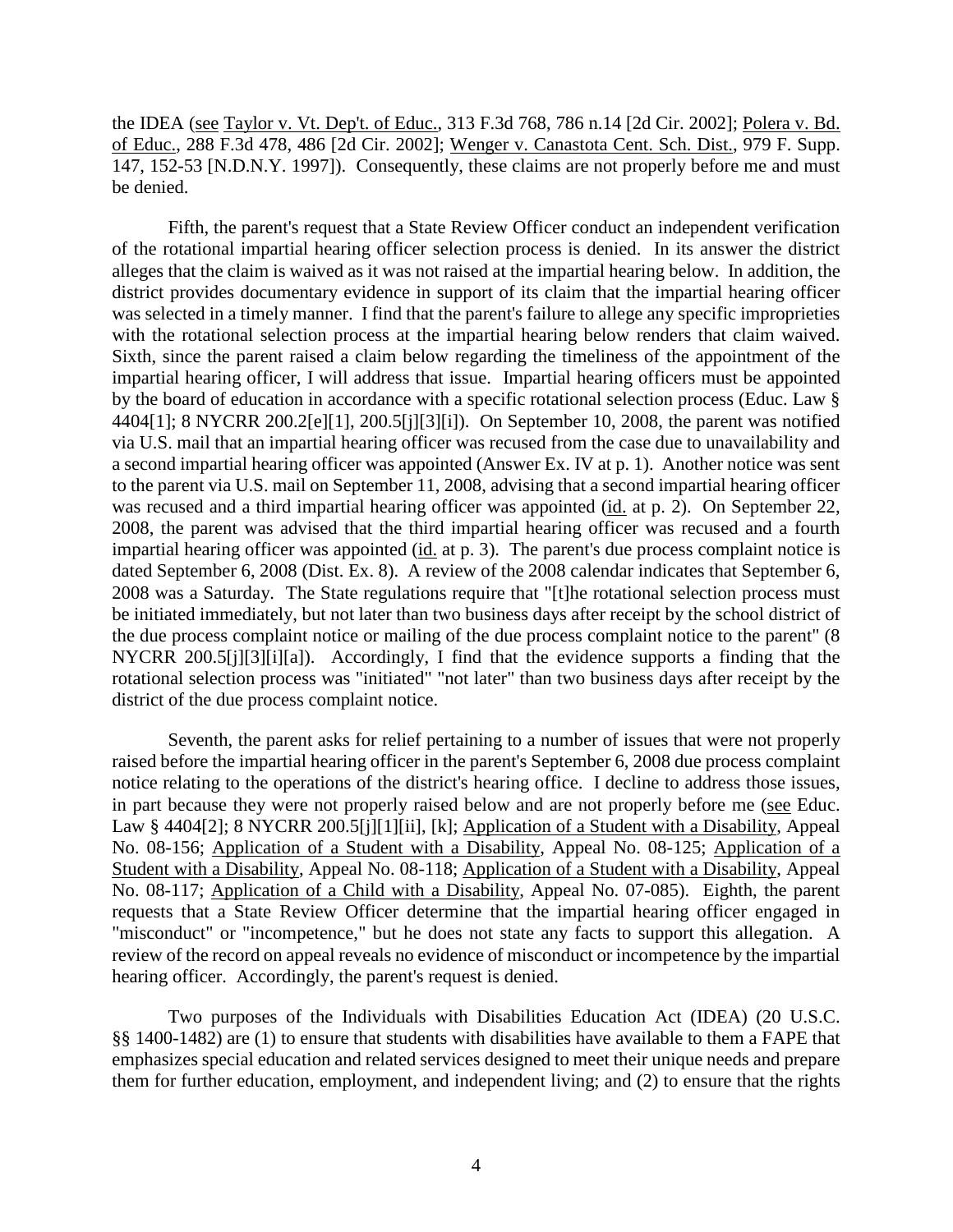the IDEA (see Taylor v. Vt. Dep't. of Educ., 313 F.3d 768, 786 n.14 [2d Cir. 2002]; Polera v. Bd. of Educ., 288 F.3d 478, 486 [2d Cir. 2002]; Wenger v. Canastota Cent. Sch. Dist., 979 F. Supp. 147, 152-53 [N.D.N.Y. 1997]). Consequently, these claims are not properly before me and must be denied.

Fifth, the parent's request that a State Review Officer conduct an independent verification of the rotational impartial hearing officer selection process is denied. In its answer the district alleges that the claim is waived as it was not raised at the impartial hearing below. In addition, the district provides documentary evidence in support of its claim that the impartial hearing officer was selected in a timely manner. I find that the parent's failure to allege any specific improprieties with the rotational selection process at the impartial hearing below renders that claim waived. Sixth, since the parent raised a claim below regarding the timeliness of the appointment of the impartial hearing officer, I will address that issue. Impartial hearing officers must be appointed by the board of education in accordance with a specific rotational selection process (Educ. Law § 4404[1]; 8 NYCRR 200.2[e][1], 200.5[j][3][i]). On September 10, 2008, the parent was notified via U.S. mail that an impartial hearing officer was recused from the case due to unavailability and a second impartial hearing officer was appointed (Answer Ex. IV at p. 1). Another notice was sent to the parent via U.S. mail on September 11, 2008, advising that a second impartial hearing officer was recused and a third impartial hearing officer was appointed (id. at p. 2). On September 22, 2008, the parent was advised that the third impartial hearing officer was recused and a fourth impartial hearing officer was appointed (id. at p. 3). The parent's due process complaint notice is dated September 6, 2008 (Dist. Ex. 8). A review of the 2008 calendar indicates that September 6, 2008 was a Saturday. The State regulations require that "[t]he rotational selection process must be initiated immediately, but not later than two business days after receipt by the school district of the due process complaint notice or mailing of the due process complaint notice to the parent" (8 NYCRR 200.5[j][3][i][a]). Accordingly, I find that the evidence supports a finding that the rotational selection process was "initiated" "not later" than two business days after receipt by the district of the due process complaint notice.

Seventh, the parent asks for relief pertaining to a number of issues that were not properly raised before the impartial hearing officer in the parent's September 6, 2008 due process complaint notice relating to the operations of the district's hearing office. I decline to address those issues, in part because they were not properly raised below and are not properly before me (see Educ. Law § 4404[2]; 8 NYCRR 200.5[j][1][ii], [k]; Application of a Student with a Disability, Appeal No. 08-156; Application of a Student with a Disability, Appeal No. 08-125; Application of a Student with a Disability, Appeal No. 08-118; Application of a Student with a Disability, Appeal No. 08-117; Application of a Child with a Disability, Appeal No. 07-085). Eighth, the parent requests that a State Review Officer determine that the impartial hearing officer engaged in "misconduct" or "incompetence," but he does not state any facts to support this allegation. A review of the record on appeal reveals no evidence of misconduct or incompetence by the impartial hearing officer. Accordingly, the parent's request is denied.

Two purposes of the Individuals with Disabilities Education Act (IDEA) (20 U.S.C. §§ 1400-1482) are (1) to ensure that students with disabilities have available to them a FAPE that emphasizes special education and related services designed to meet their unique needs and prepare them for further education, employment, and independent living; and (2) to ensure that the rights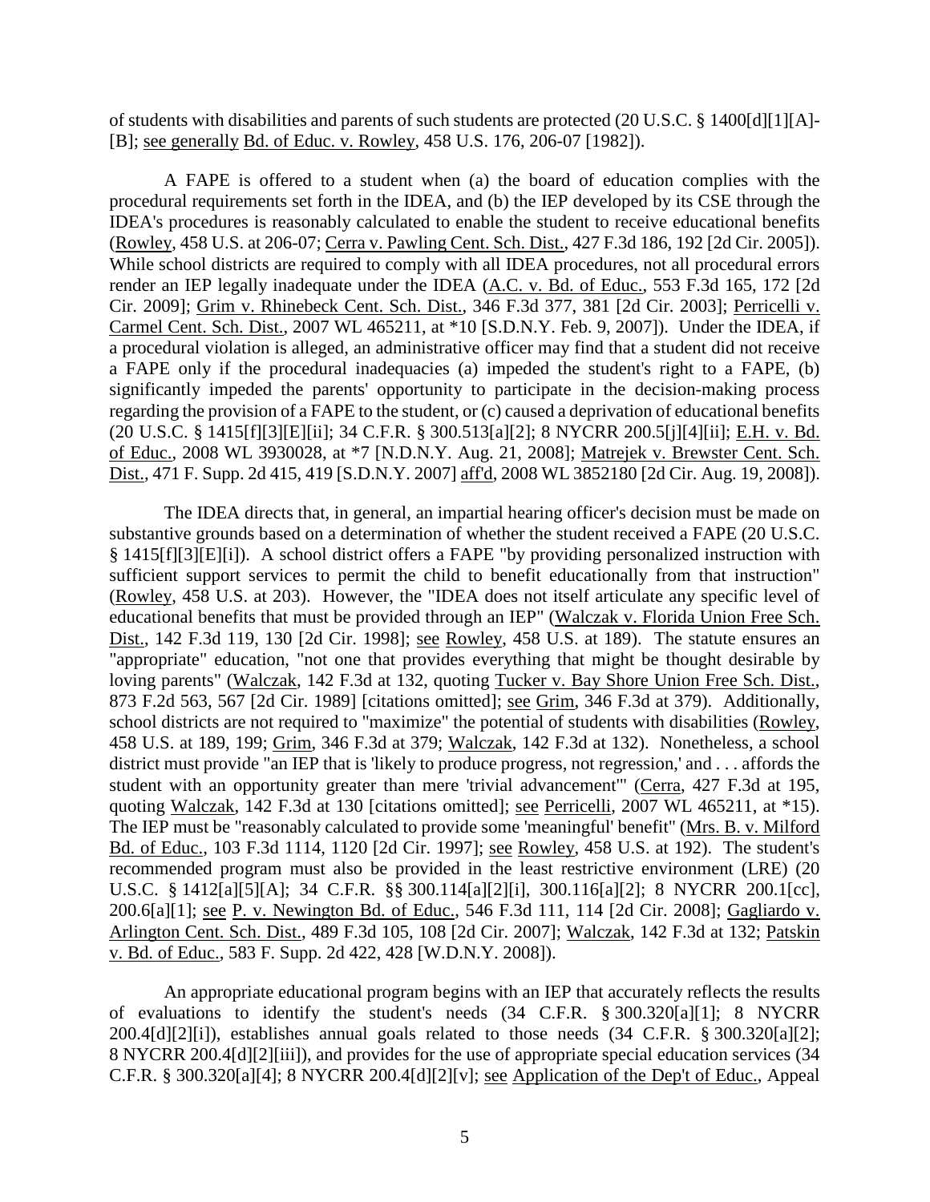of students with disabilities and parents of such students are protected (20 U.S.C. § 1400[d][1][A]-[B]; see generally Bd. of Educ. v. Rowley, 458 U.S. 176, 206-07 [1982]).

A FAPE is offered to a student when (a) the board of education complies with the procedural requirements set forth in the IDEA, and (b) the IEP developed by its CSE through the IDEA's procedures is reasonably calculated to enable the student to receive educational benefits (Rowley, 458 U.S. at 206-07; Cerra v. Pawling Cent. Sch. Dist., 427 F.3d 186, 192 [2d Cir. 2005]). While school districts are required to comply with all IDEA procedures, not all procedural errors render an IEP legally inadequate under the IDEA (A.C. v. Bd. of Educ., 553 F.3d 165, 172 [2d Cir. 2009]; Grim v. Rhinebeck Cent. Sch. Dist., 346 F.3d 377, 381 [2d Cir. 2003]; Perricelli v. Carmel Cent. Sch. Dist., 2007 WL 465211, at *10 [S.D.N.Y. Feb. 9, 2007]). Under the IDEA, if a procedural violation is alleged, an administrative officer may find that a student did not receive a FAPE only if the procedural inadequacies (a) impeded the student's right to a FAPE, (b) significantly impeded the parents' opportunity to participate in the decision-making process regarding the provision of a FAPE to the student, or (c) caused a deprivation of educational benefits (20 U.S.C. § 1415[f][3][E][ii]; 34 C.F.R. § 300.513[a][2]; 8 NYCRR 200.5[j][4][ii]; E.H. v. Bd. of Educ., 2008 WL 3930028, at *7 [N.D.N.Y. Aug. 21, 2008]; Matrejek v. Brewster Cent. Sch. Dist., 471 F. Supp. 2d 415, 419 [S.D.N.Y. 2007] aff'd, 2008 WL 3852180 [2d Cir. Aug. 19, 2008]).

The IDEA directs that, in general, an impartial hearing officer's decision must be made on substantive grounds based on a determination of whether the student received a FAPE (20 U.S.C. § 1415[f][3][E][i]). A school district offers a FAPE "by providing personalized instruction with sufficient support services to permit the child to benefit educationally from that instruction" (Rowley, 458 U.S. at 203). However, the "IDEA does not itself articulate any specific level of educational benefits that must be provided through an IEP" (Walczak v. Florida Union Free Sch. Dist., 142 F.3d 119, 130 [2d Cir. 1998]; see Rowley, 458 U.S. at 189). The statute ensures an "appropriate" education, "not one that provides everything that might be thought desirable by loving parents" (Walczak, 142 F.3d at 132, quoting Tucker v. Bay Shore Union Free Sch. Dist., 873 F.2d 563, 567 [2d Cir. 1989] [citations omitted]; see Grim, 346 F.3d at 379). Additionally, school districts are not required to "maximize" the potential of students with disabilities (Rowley, 458 U.S. at 189, 199; Grim, 346 F.3d at 379; Walczak, 142 F.3d at 132). Nonetheless, a school district must provide "an IEP that is 'likely to produce progress, not regression,' and . . . affords the student with an opportunity greater than mere 'trivial advancement'" (Cerra, 427 F.3d at 195, quoting Walczak, 142 F.3d at 130 [citations omitted]; see Perricelli, 2007 WL 465211, at *15). The IEP must be "reasonably calculated to provide some 'meaningful' benefit" (Mrs. B. v. Milford Bd. of Educ., 103 F.3d 1114, 1120 [2d Cir. 1997]; see Rowley, 458 U.S. at 192). The student's recommended program must also be provided in the least restrictive environment (LRE) (20 U.S.C. § 1412[a][5][A]; 34 C.F.R. §§ 300.114[a][2][i], 300.116[a][2]; 8 NYCRR 200.1[cc], 200.6[a][1]; see P. v. Newington Bd. of Educ., 546 F.3d 111, 114 [2d Cir. 2008]; Gagliardo v. Arlington Cent. Sch. Dist., 489 F.3d 105, 108 [2d Cir. 2007]; Walczak, 142 F.3d at 132; Patskin v. Bd. of Educ., 583 F. Supp. 2d 422, 428 [W.D.N.Y. 2008]).

An appropriate educational program begins with an IEP that accurately reflects the results of evaluations to identify the student's needs (34 C.F.R. § 300.320[a][1]; 8 NYCRR 200.4[d][2][i]), establishes annual goals related to those needs (34 C.F.R. § 300.320[a][2]; 8 NYCRR 200.4[d][2][iii]), and provides for the use of appropriate special education services (34 C.F.R. § 300.320[a][4]; 8 NYCRR 200.4[d][2][v]; see Application of the Dep't of Educ., Appeal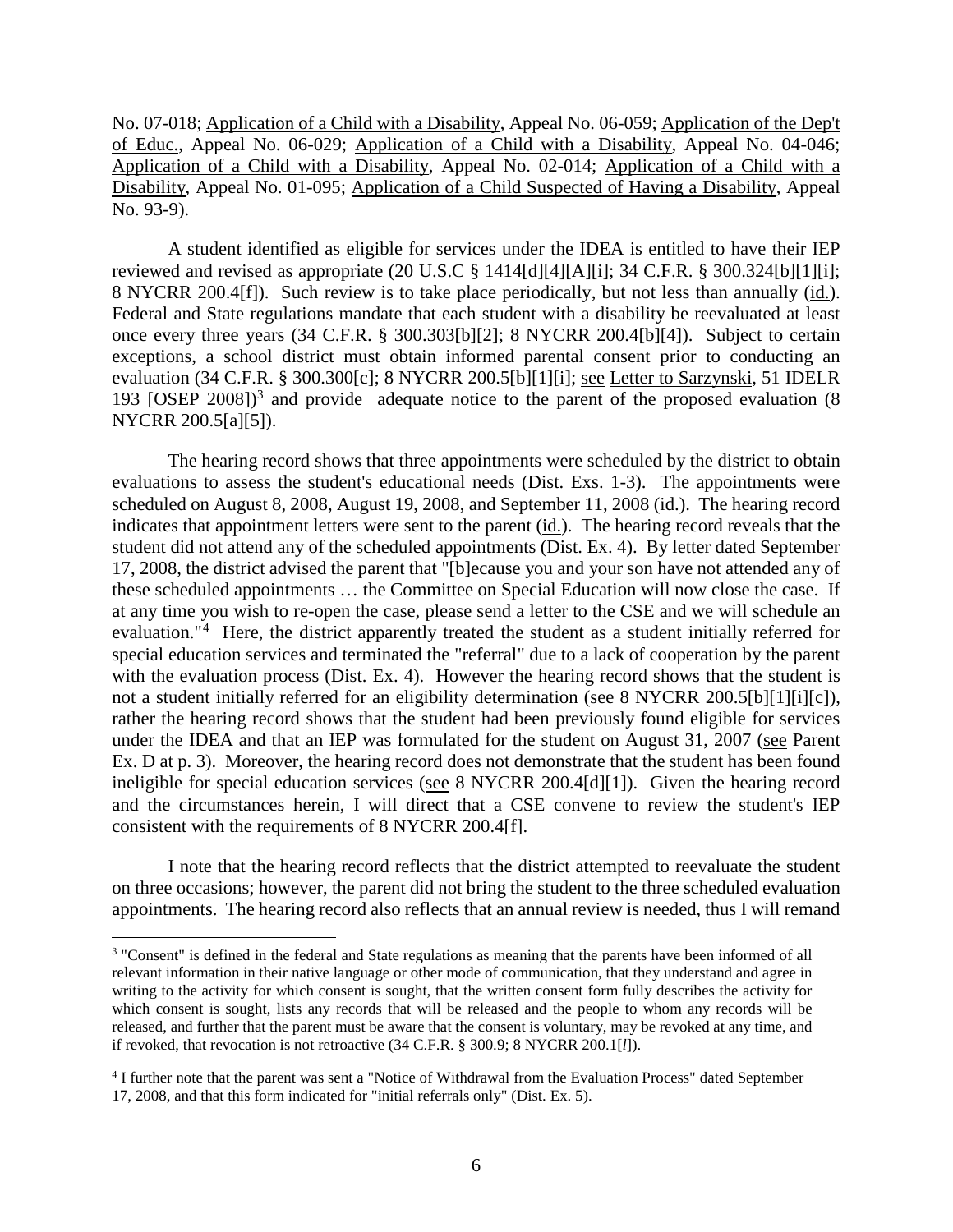No. 07-018; Application of a Child with a Disability, Appeal No. 06-059; Application of the Dep't of Educ., Appeal No. 06-029; Application of a Child with a Disability, Appeal No. 04-046; Application of a Child with a Disability, Appeal No. 02-014; Application of a Child with a Disability, Appeal No. 01-095; Application of a Child Suspected of Having a Disability, Appeal No. 93-9).

A student identified as eligible for services under the IDEA is entitled to have their IEP reviewed and revised as appropriate (20 U.S.C § 1414[d][4][A][i]; 34 C.F.R. § 300.324[b][1][i]; 8 NYCRR 200.4[f]). Such review is to take place periodically, but not less than annually (id.). Federal and State regulations mandate that each student with a disability be reevaluated at least once every three years (34 C.F.R. § 300.303[b][2]; 8 NYCRR 200.4[b][4]). Subject to certain exceptions, a school district must obtain informed parental consent prior to conducting an evaluation (34 C.F.R. § 300.300[c]; 8 NYCRR 200.5[b][1][i]; see Letter to Sarzynski, 51 IDELR 193 [OSEP 2008])[3] and provide adequate notice to the parent of the proposed evaluation (8 NYCRR 200.5[a][5]).

The hearing record shows that three appointments were scheduled by the district to obtain evaluations to assess the student's educational needs (Dist. Exs. 1-3). The appointments were scheduled on August 8, 2008, August 19, 2008, and September 11, 2008 (id.). The hearing record indicates that appointment letters were sent to the parent (id.). The hearing record reveals that the student did not attend any of the scheduled appointments (Dist. Ex. 4). By letter dated September 17, 2008, the district advised the parent that "[b]ecause you and your son have not attended any of these scheduled appointments … the Committee on Special Education will now close the case. If at any time you wish to re-open the case, please send a letter to the CSE and we will schedule an evaluation."[4] Here, the district apparently treated the student as a student initially referred for special education services and terminated the "referral" due to a lack of cooperation by the parent with the evaluation process (Dist. Ex. 4). However the hearing record shows that the student is not a student initially referred for an eligibility determination (see 8 NYCRR 200.5[b][1][i][c]), rather the hearing record shows that the student had been previously found eligible for services under the IDEA and that an IEP was formulated for the student on August 31, 2007 (see Parent Ex. D at p. 3). Moreover, the hearing record does not demonstrate that the student has been found ineligible for special education services (see 8 NYCRR 200.4[d][1]). Given the hearing record and the circumstances herein, I will direct that a CSE convene to review the student's IEP consistent with the requirements of 8 NYCRR 200.4[f].

I note that the hearing record reflects that the district attempted to reevaluate the student on three occasions; however, the parent did not bring the student to the three scheduled evaluation appointments. The hearing record also reflects that an annual review is needed, thus I will remand

---

[3] "Consent" is defined in the federal and State regulations as meaning that the parents have been informed of all relevant information in their native language or other mode of communication, that they understand and agree in writing to the activity for which consent is sought, that the written consent form fully describes the activity for which consent is sought, lists any records that will be released and the people to whom any records will be released, and further that the parent must be aware that the consent is voluntary, may be revoked at any time, and if revoked, that revocation is not retroactive (34 C.F.R. § 300.9; 8 NYCRR 200.1[*l*]).

[4] I further note that the parent was sent a "Notice of Withdrawal from the Evaluation Process" dated September 17, 2008, and that this form indicated for "initial referrals only" (Dist. Ex. 5).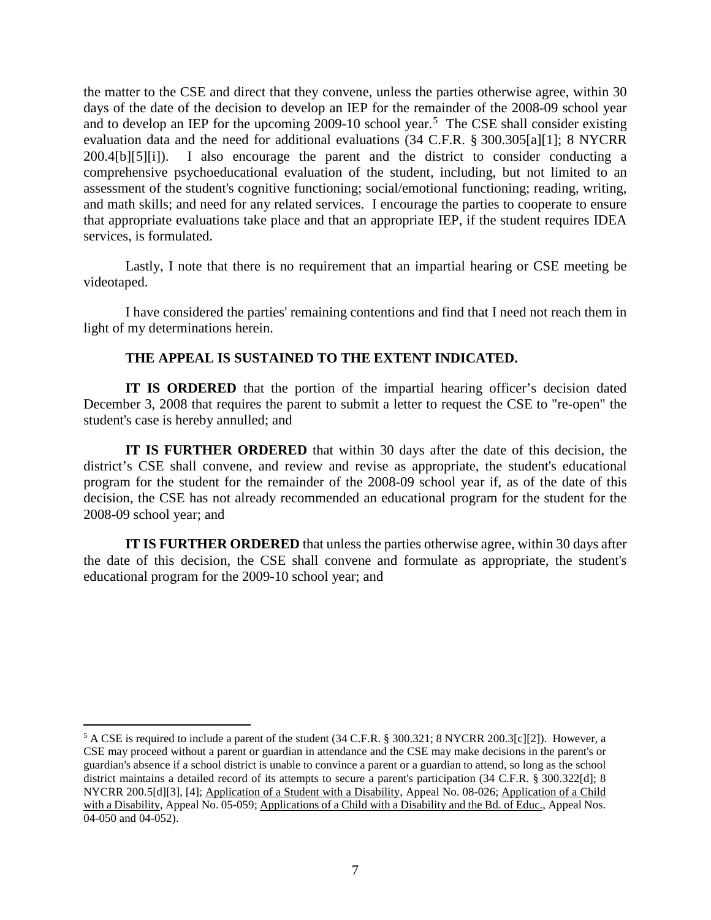the matter to the CSE and direct that they convene, unless the parties otherwise agree, within 30 days of the date of the decision to develop an IEP for the remainder of the 2008-09 school year and to develop an IEP for the upcoming 2009-10 school year.[5] The CSE shall consider existing evaluation data and the need for additional evaluations (34 C.F.R. § 300.305[a][1]; 8 NYCRR 200.4[b][5][i]). I also encourage the parent and the district to consider conducting a comprehensive psychoeducational evaluation of the student, including, but not limited to an assessment of the student's cognitive functioning; social/emotional functioning; reading, writing, and math skills; and need for any related services. I encourage the parties to cooperate to ensure that appropriate evaluations take place and that an appropriate IEP, if the student requires IDEA services, is formulated.

Lastly, I note that there is no requirement that an impartial hearing or CSE meeting be videotaped.

I have considered the parties' remaining contentions and find that I need not reach them in light of my determinations herein.

**THE APPEAL IS SUSTAINED TO THE EXTENT INDICATED.**

**IT IS ORDERED** that the portion of the impartial hearing officer's decision dated December 3, 2008 that requires the parent to submit a letter to request the CSE to "re-open" the student's case is hereby annulled; and

**IT IS FURTHER ORDERED** that within 30 days after the date of this decision, the district's CSE shall convene, and review and revise as appropriate, the student's educational program for the student for the remainder of the 2008-09 school year if, as of the date of this decision, the CSE has not already recommended an educational program for the student for the 2008-09 school year; and

**IT IS FURTHER ORDERED** that unless the parties otherwise agree, within 30 days after the date of this decision, the CSE shall convene and formulate as appropriate, the student's educational program for the 2009-10 school year; and

---

[5] A CSE is required to include a parent of the student (34 C.F.R. § 300.321; 8 NYCRR 200.3[c][2]). However, a CSE may proceed without a parent or guardian in attendance and the CSE may make decisions in the parent's or guardian's absence if a school district is unable to convince a parent or a guardian to attend, so long as the school district maintains a detailed record of its attempts to secure a parent's participation (34 C.F.R. § 300.322[d]; 8 NYCRR 200.5[d][3], [4]; Application of a Student with a Disability, Appeal No. 08-026; Application of a Child with a Disability, Appeal No. 05-059; Applications of a Child with a Disability and the Bd. of Educ., Appeal Nos. 04-050 and 04-052).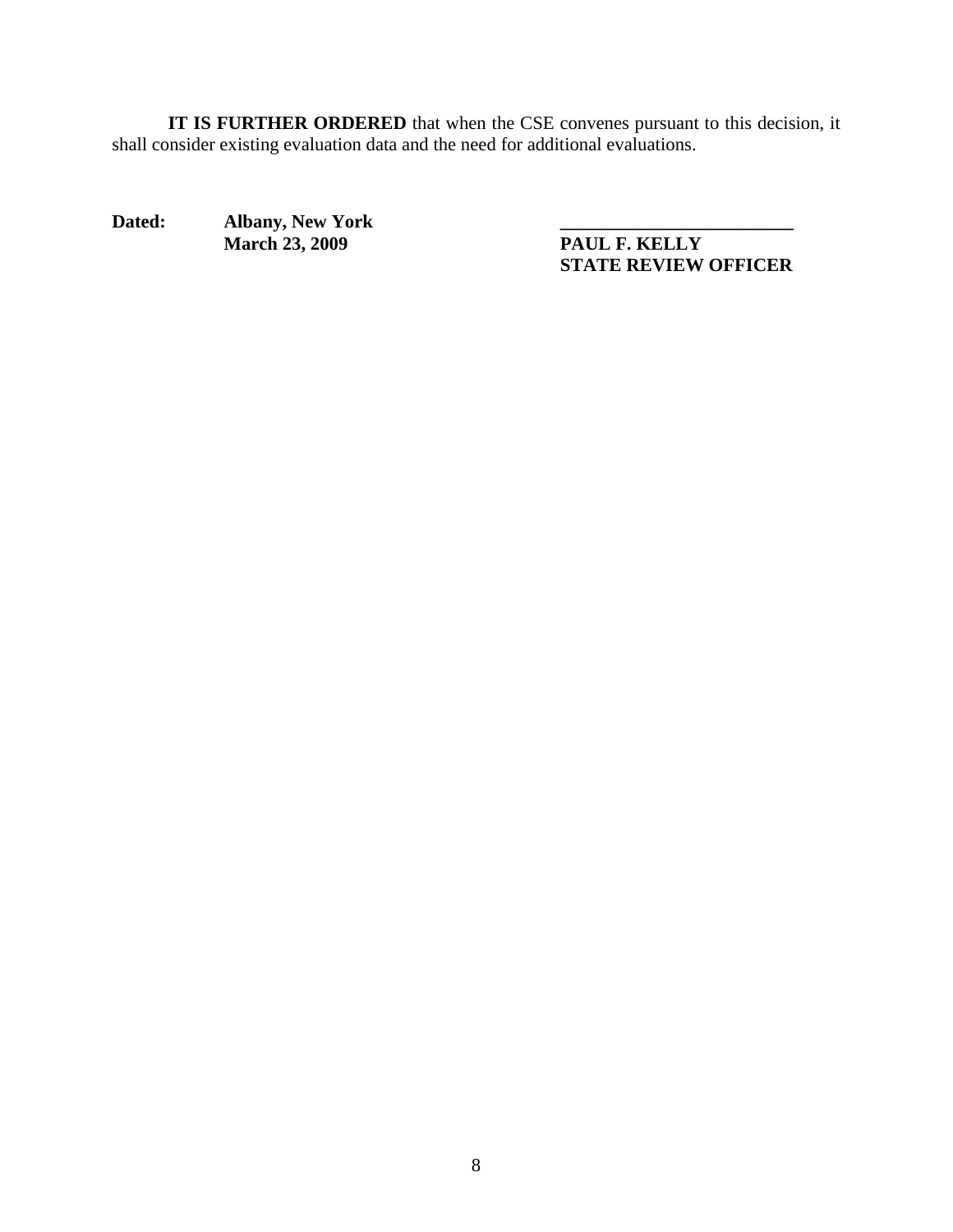**IT IS FURTHER ORDERED** that when the CSE convenes pursuant to this decision, it shall consider existing evaluation data and the need for additional evaluations.

**Dated:** **Albany, New York**
**March 23, 2009**

_________________________
**PAUL F. KELLY**
**STATE REVIEW OFFICER**